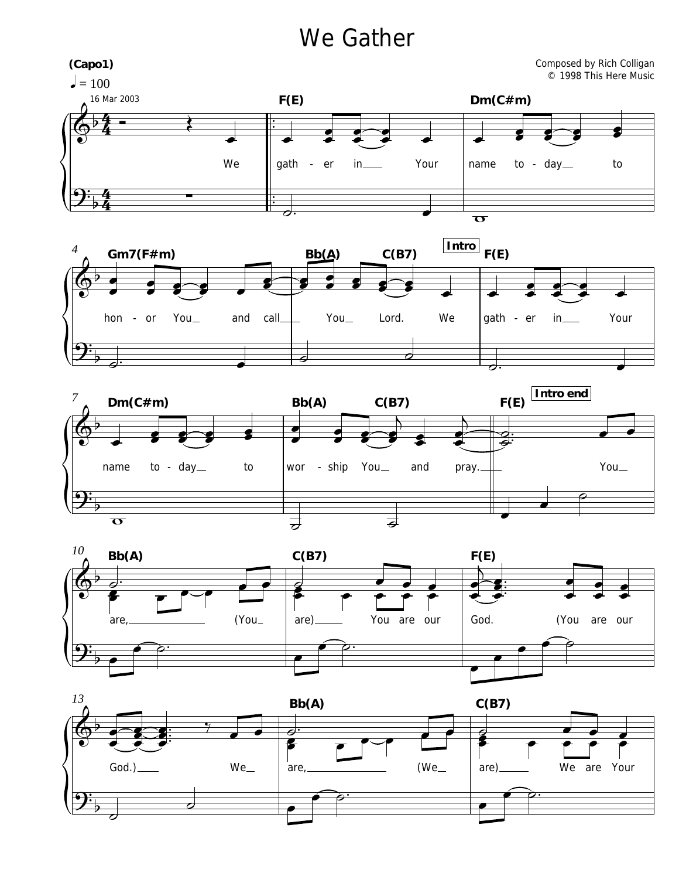# We Gather

**(Capo1)**

♩ = 100

16 Mar 2003

Composed by Rich Colligan
© 1998 This Here Music

F(E) — Dm(C#m) — Gm7(F#m) — Bb(A) — C(B7)

We gather in Your name today to honor You and call You Lord.

**Intro**

F(E) — Dm(C#m) — Bb(A) — C(B7)

We gather in Your name today to worship You and pray.

**Intro end**

F(E) — Bb(A) — C(B7) — F(E)

You are, (You are) You are our God. (You are our God.)

Bb(A) — C(B7)

We are, (We are) We are Your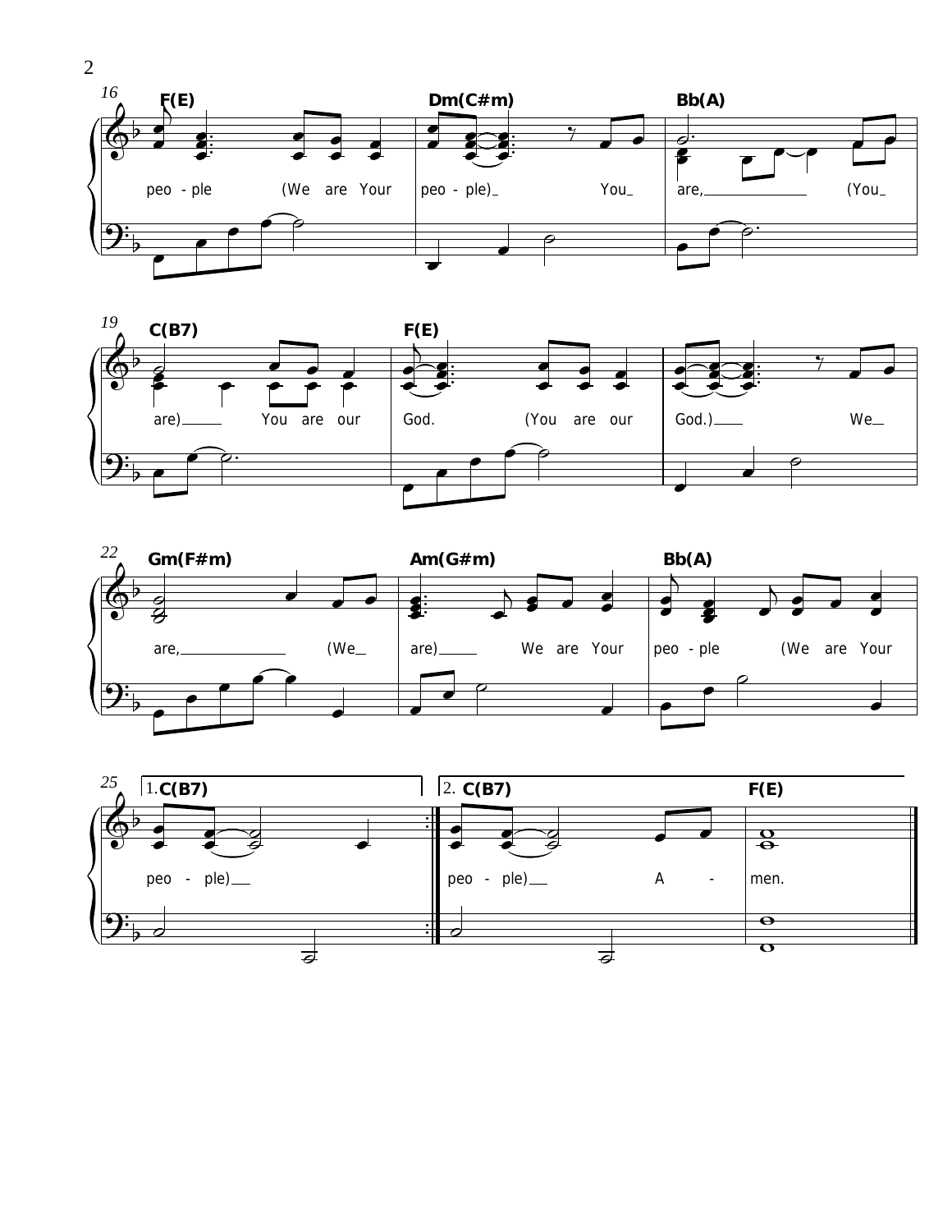16

F(E) Dm(C#m) Bb(A)

peo - ple (We are Your peo - ple) You are, (You

19

C(B7) F(E)

are) You are our God. (You are our God.) We

22

Gm(F#m) Am(G#m) Bb(A)

are, (We are) We are Your peo - ple (We are Your

25

1. C(B7)

peo - ple)

2. C(B7) F(E)

peo - ple) A - men.